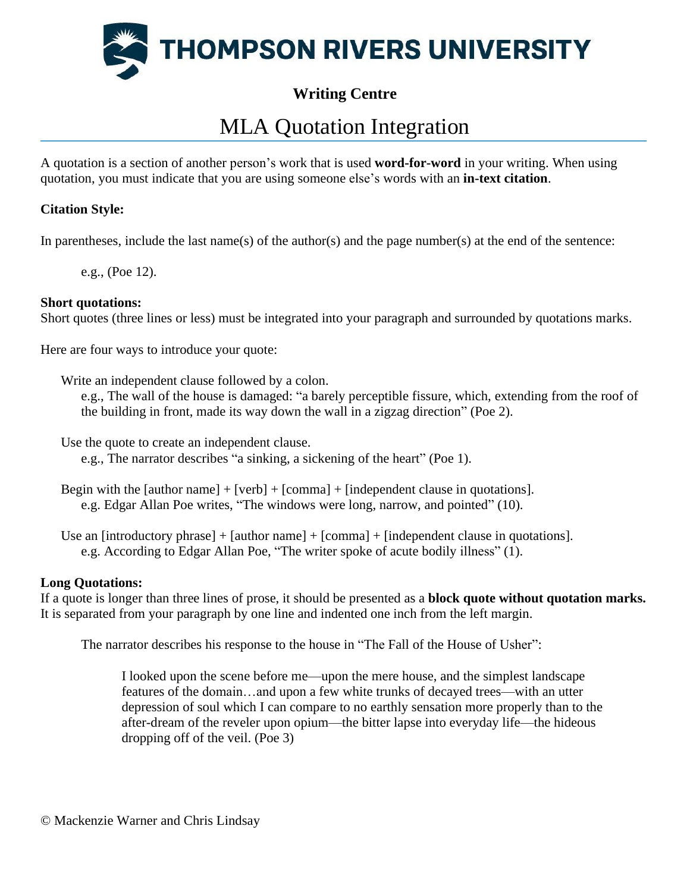**THOMPSON RIVERS UNIVERSITY**

**Writing Centre**

# MLA Quotation Integration

A quotation is a section of another person's work that is used **word-for-word** in your writing. When using quotation, you must indicate that you are using someone else's words with an **in-text citation**.

**Citation Style:**

In parentheses, include the last name(s) of the author(s) and the page number(s) at the end of the sentence:

> e.g., (Poe 12).

**Short quotations:**
Short quotes (three lines or less) must be integrated into your paragraph and surrounded by quotations marks.

Here are four ways to introduce your quote:

Write an independent clause followed by a colon.
  e.g., The wall of the house is damaged: "a barely perceptible fissure, which, extending from the roof of the building in front, made its way down the wall in a zigzag direction" (Poe 2).

Use the quote to create an independent clause.
  e.g., The narrator describes "a sinking, a sickening of the heart" (Poe 1).

Begin with the [author name] + [verb] + [comma] + [independent clause in quotations].
  e.g. Edgar Allan Poe writes, "The windows were long, narrow, and pointed" (10).

Use an [introductory phrase] + [author name] + [comma] + [independent clause in quotations].
  e.g. According to Edgar Allan Poe, "The writer spoke of acute bodily illness" (1).

**Long Quotations:**
If a quote is longer than three lines of prose, it should be presented as a **block quote without quotation marks.** It is separated from your paragraph by one line and indented one inch from the left margin.

The narrator describes his response to the house in "The Fall of the House of Usher":

> I looked upon the scene before me—upon the mere house, and the simplest landscape features of the domain…and upon a few white trunks of decayed trees—with an utter depression of soul which I can compare to no earthly sensation more properly than to the after-dream of the reveler upon opium—the bitter lapse into everyday life—the hideous dropping off of the veil. (Poe 3)

© Mackenzie Warner and Chris Lindsay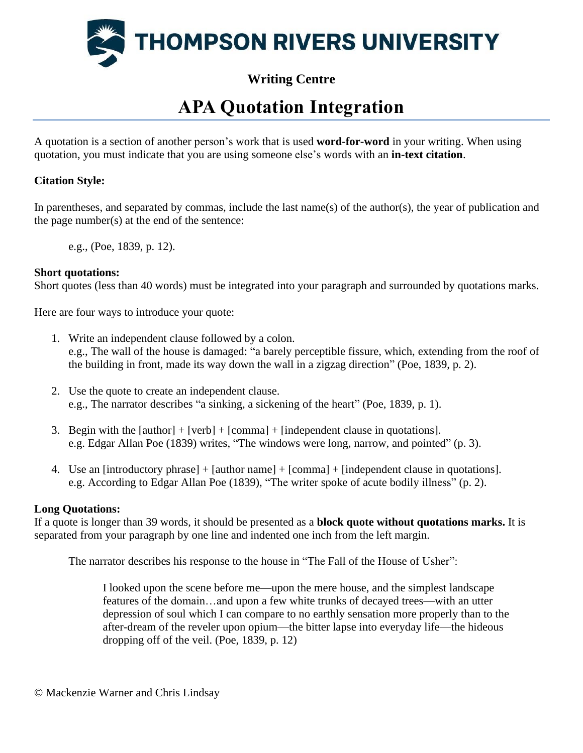# THOMPSON RIVERS UNIVERSITY

**Writing Centre**

# APA Quotation Integration

A quotation is a section of another person's work that is used **word-for-word** in your writing. When using quotation, you must indicate that you are using someone else's words with an **in-text citation**.

**Citation Style:**

In parentheses, and separated by commas, include the last name(s) of the author(s), the year of publication and the page number(s) at the end of the sentence:

e.g., (Poe, 1839, p. 12).

**Short quotations:**
Short quotes (less than 40 words) must be integrated into your paragraph and surrounded by quotations marks.

Here are four ways to introduce your quote:

1. Write an independent clause followed by a colon.
   e.g., The wall of the house is damaged: "a barely perceptible fissure, which, extending from the roof of the building in front, made its way down the wall in a zigzag direction" (Poe, 1839, p. 2).

2. Use the quote to create an independent clause.
   e.g., The narrator describes "a sinking, a sickening of the heart" (Poe, 1839, p. 1).

3. Begin with the [author] + [verb] + [comma] + [independent clause in quotations].
   e.g. Edgar Allan Poe (1839) writes, "The windows were long, narrow, and pointed" (p. 3).

4. Use an [introductory phrase] + [author name] + [comma] + [independent clause in quotations].
   e.g. According to Edgar Allan Poe (1839), "The writer spoke of acute bodily illness" (p. 2).

**Long Quotations:**
If a quote is longer than 39 words, it should be presented as a **block quote without quotations marks.** It is separated from your paragraph by one line and indented one inch from the left margin.

The narrator describes his response to the house in "The Fall of the House of Usher":

> I looked upon the scene before me—upon the mere house, and the simplest landscape features of the domain…and upon a few white trunks of decayed trees—with an utter depression of soul which I can compare to no earthly sensation more properly than to the after-dream of the reveler upon opium—the bitter lapse into everyday life—the hideous dropping off of the veil. (Poe, 1839, p. 12)

© Mackenzie Warner and Chris Lindsay